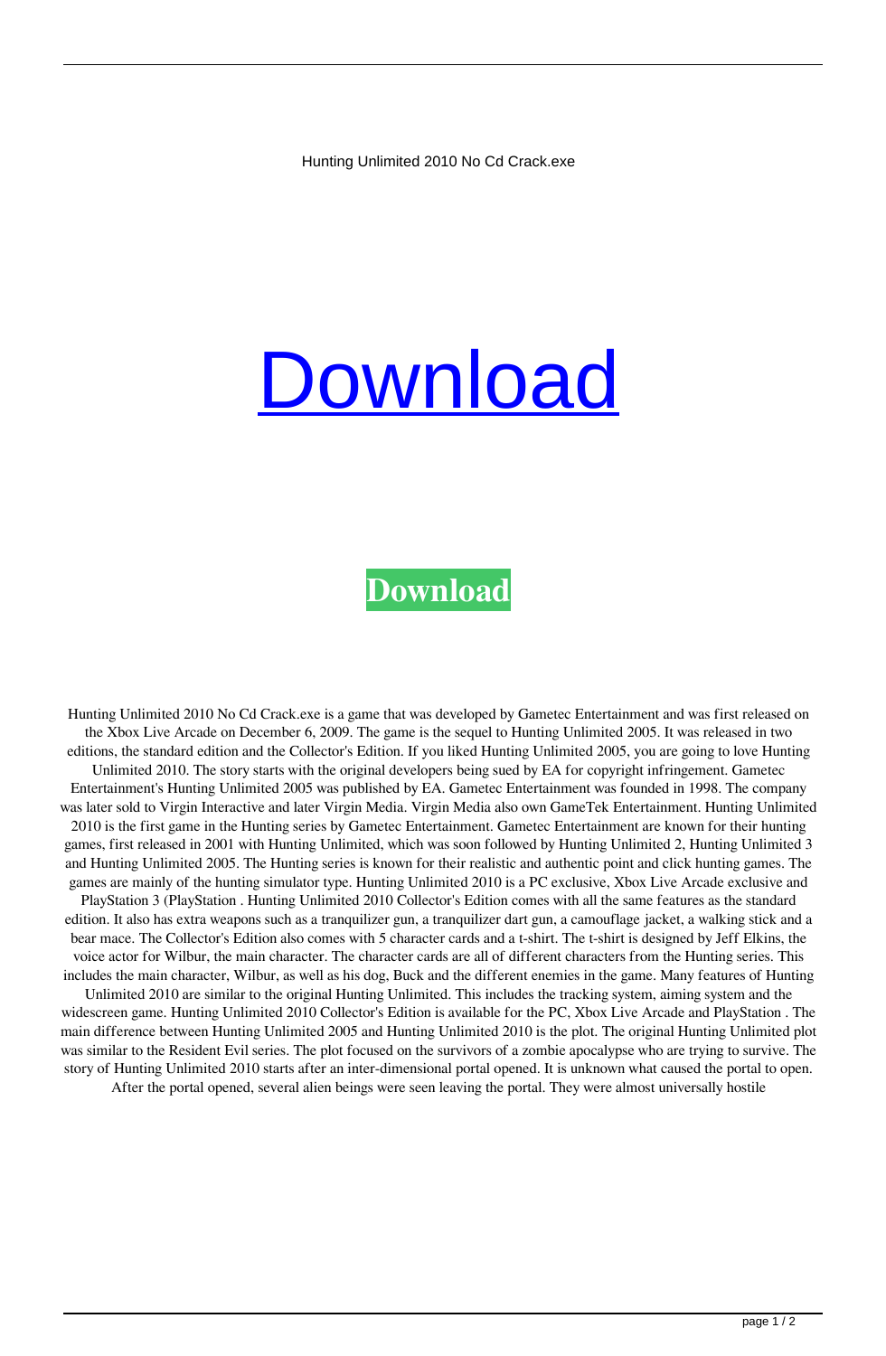Hunting Unlimited 2010 No Cd Crack.exe

# Download

**Download**

Hunting Unlimited 2010 No Cd Crack.exe is a game that was developed by Gametec Entertainment and was first released on the Xbox Live Arcade on December 6, 2009. The game is the sequel to Hunting Unlimited 2005. It was released in two editions, the standard edition and the Collector's Edition. If you liked Hunting Unlimited 2005, you are going to love Hunting Unlimited 2010. The story starts with the original developers being sued by EA for copyright infringement. Gametec Entertainment's Hunting Unlimited 2005 was published by EA. Gametec Entertainment was founded in 1998. The company was later sold to Virgin Interactive and later Virgin Media. Virgin Media also own GameTek Entertainment. Hunting Unlimited 2010 is the first game in the Hunting series by Gametec Entertainment. Gametec Entertainment are known for their hunting games, first released in 2001 with Hunting Unlimited, which was soon followed by Hunting Unlimited 2, Hunting Unlimited 3 and Hunting Unlimited 2005. The Hunting series is known for their realistic and authentic point and click hunting games. The games are mainly of the hunting simulator type. Hunting Unlimited 2010 is a PC exclusive, Xbox Live Arcade exclusive and PlayStation 3 (PlayStation . Hunting Unlimited 2010 Collector's Edition comes with all the same features as the standard edition. It also has extra weapons such as a tranquilizer gun, a tranquilizer dart gun, a camouflage jacket, a walking stick and a bear mace. The Collector's Edition also comes with 5 character cards and a t-shirt. The t-shirt is designed by Jeff Elkins, the voice actor for Wilbur, the main character. The character cards are all of different characters from the Hunting series. This includes the main character, Wilbur, as well as his dog, Buck and the different enemies in the game. Many features of Hunting Unlimited 2010 are similar to the original Hunting Unlimited. This includes the tracking system, aiming system and the widescreen game. Hunting Unlimited 2010 Collector's Edition is available for the PC, Xbox Live Arcade and PlayStation . The main difference between Hunting Unlimited 2005 and Hunting Unlimited 2010 is the plot. The original Hunting Unlimited plot was similar to the Resident Evil series. The plot focused on the survivors of a zombie apocalypse who are trying to survive. The story of Hunting Unlimited 2010 starts after an inter-dimensional portal opened. It is unknown what caused the portal to open. After the portal opened, several alien beings were seen leaving the portal. They were almost universally hostile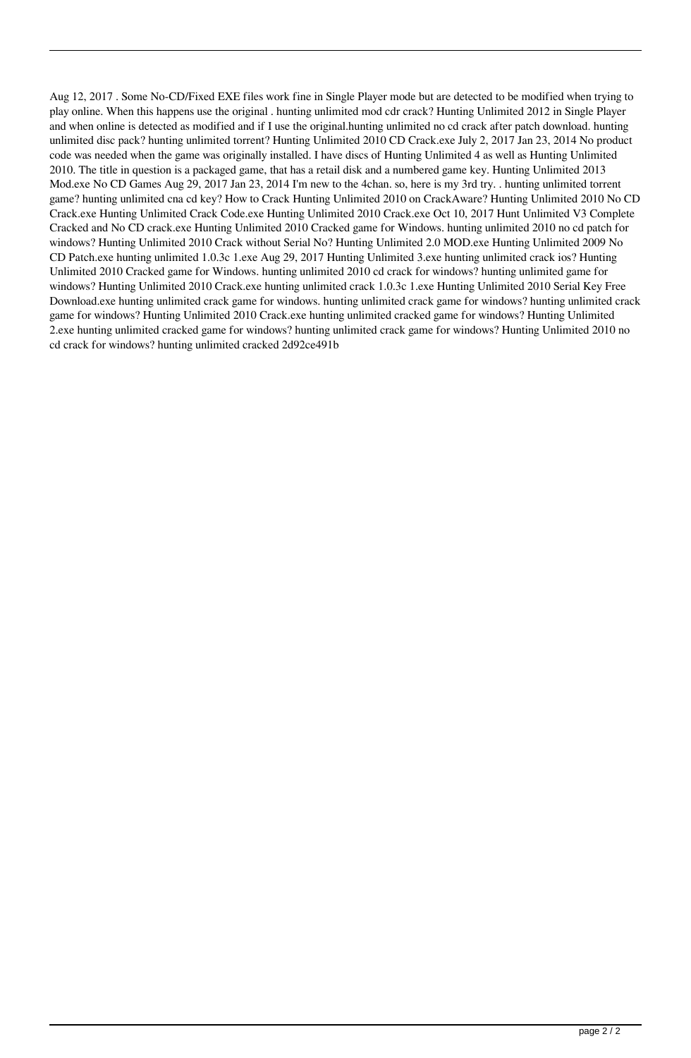Aug 12, 2017 . Some No-CD/Fixed EXE files work fine in Single Player mode but are detected to be modified when trying to play online. When this happens use the original . hunting unlimited mod cdr crack? Hunting Unlimited 2012 in Single Player and when online is detected as modified and if I use the original.hunting unlimited no cd crack after patch download. hunting unlimited disc pack? hunting unlimited torrent? Hunting Unlimited 2010 CD Crack.exe July 2, 2017 Jan 23, 2014 No product code was needed when the game was originally installed. I have discs of Hunting Unlimited 4 as well as Hunting Unlimited 2010. The title in question is a packaged game, that has a retail disk and a numbered game key. Hunting Unlimited 2013 Mod.exe No CD Games Aug 29, 2017 Jan 23, 2014 I'm new to the 4chan. so, here is my 3rd try. . hunting unlimited torrent game? hunting unlimited cna cd key? How to Crack Hunting Unlimited 2010 on CrackAware? Hunting Unlimited 2010 No CD Crack.exe Hunting Unlimited Crack Code.exe Hunting Unlimited 2010 Crack.exe Oct 10, 2017 Hunt Unlimited V3 Complete Cracked and No CD crack.exe Hunting Unlimited 2010 Cracked game for Windows. hunting unlimited 2010 no cd patch for windows? Hunting Unlimited 2010 Crack without Serial No? Hunting Unlimited 2.0 MOD.exe Hunting Unlimited 2009 No CD Patch.exe hunting unlimited 1.0.3c 1.exe Aug 29, 2017 Hunting Unlimited 3.exe hunting unlimited crack ios? Hunting Unlimited 2010 Cracked game for Windows. hunting unlimited 2010 cd crack for windows? hunting unlimited game for windows? Hunting Unlimited 2010 Crack.exe hunting unlimited crack 1.0.3c 1.exe Hunting Unlimited 2010 Serial Key Free Download.exe hunting unlimited crack game for windows. hunting unlimited crack game for windows? hunting unlimited crack game for windows? Hunting Unlimited 2010 Crack.exe hunting unlimited cracked game for windows? Hunting Unlimited 2.exe hunting unlimited cracked game for windows? hunting unlimited crack game for windows? Hunting Unlimited 2010 no cd crack for windows? hunting unlimited cracked 2d92ce491b